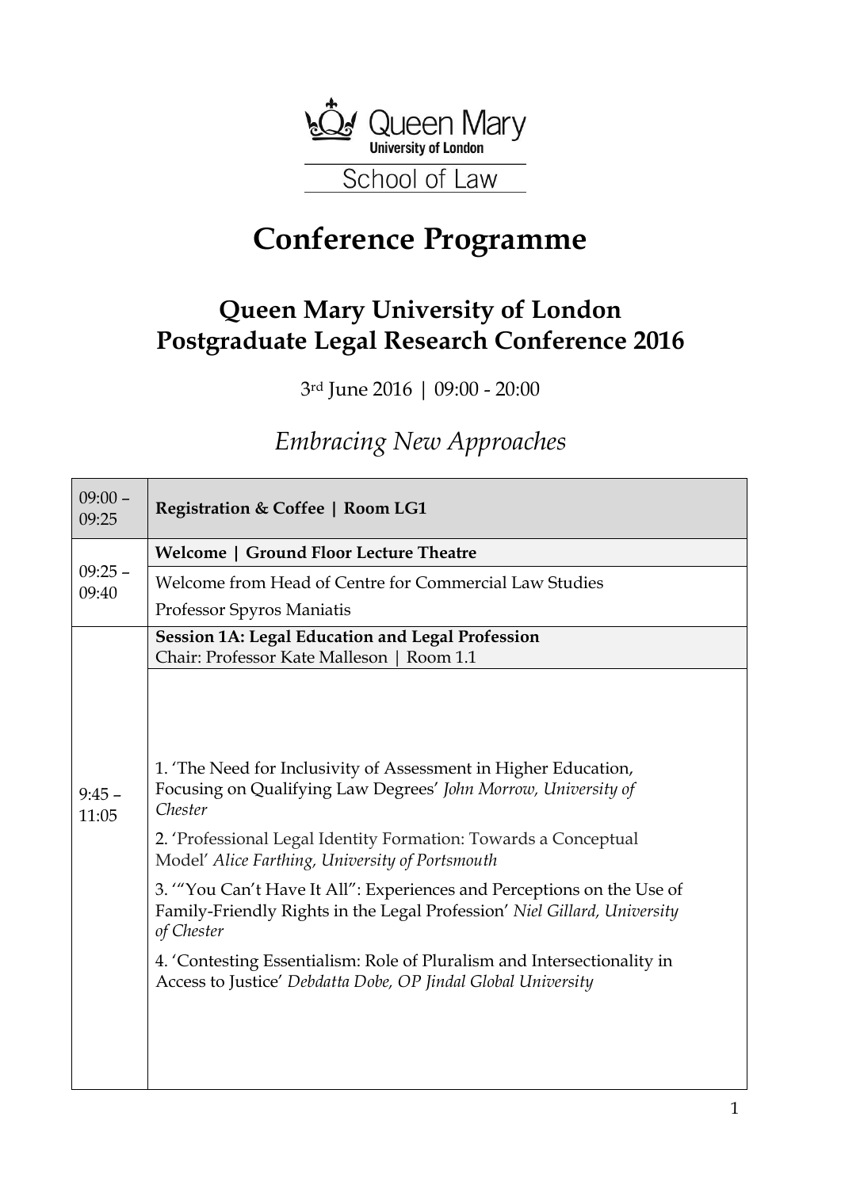Queen Mary University of London

School of Law

# Conference Programme

## Queen Mary University of London Postgraduate Legal Research Conference 2016

3rd June 2016 | 09:00 - 20:00

*Embracing New Approaches*

| Time | Programme |
| --- | --- |
| 09:00 – 09:25 | **Registration & Coffee \| Room LG1** |
| 09:25 – 09:40 | **Welcome \| Ground Floor Lecture Theatre**<br>Welcome from Head of Centre for Commercial Law Studies<br>Professor Spyros Maniatis |
| 9:45 – 11:05 | **Session 1A: Legal Education and Legal Profession**<br>Chair: Professor Kate Malleson \| Room 1.1<br>1. 'The Need for Inclusivity of Assessment in Higher Education, Focusing on Qualifying Law Degrees' *John Morrow, University of Chester*<br>2. 'Professional Legal Identity Formation: Towards a Conceptual Model' *Alice Farthing, University of Portsmouth*<br>3. '"You Can't Have It All": Experiences and Perceptions on the Use of Family-Friendly Rights in the Legal Profession' *Niel Gillard, University of Chester*<br>4. 'Contesting Essentialism: Role of Pluralism and Intersectionality in Access to Justice' *Debdatta Dobe, OP Jindal Global University* |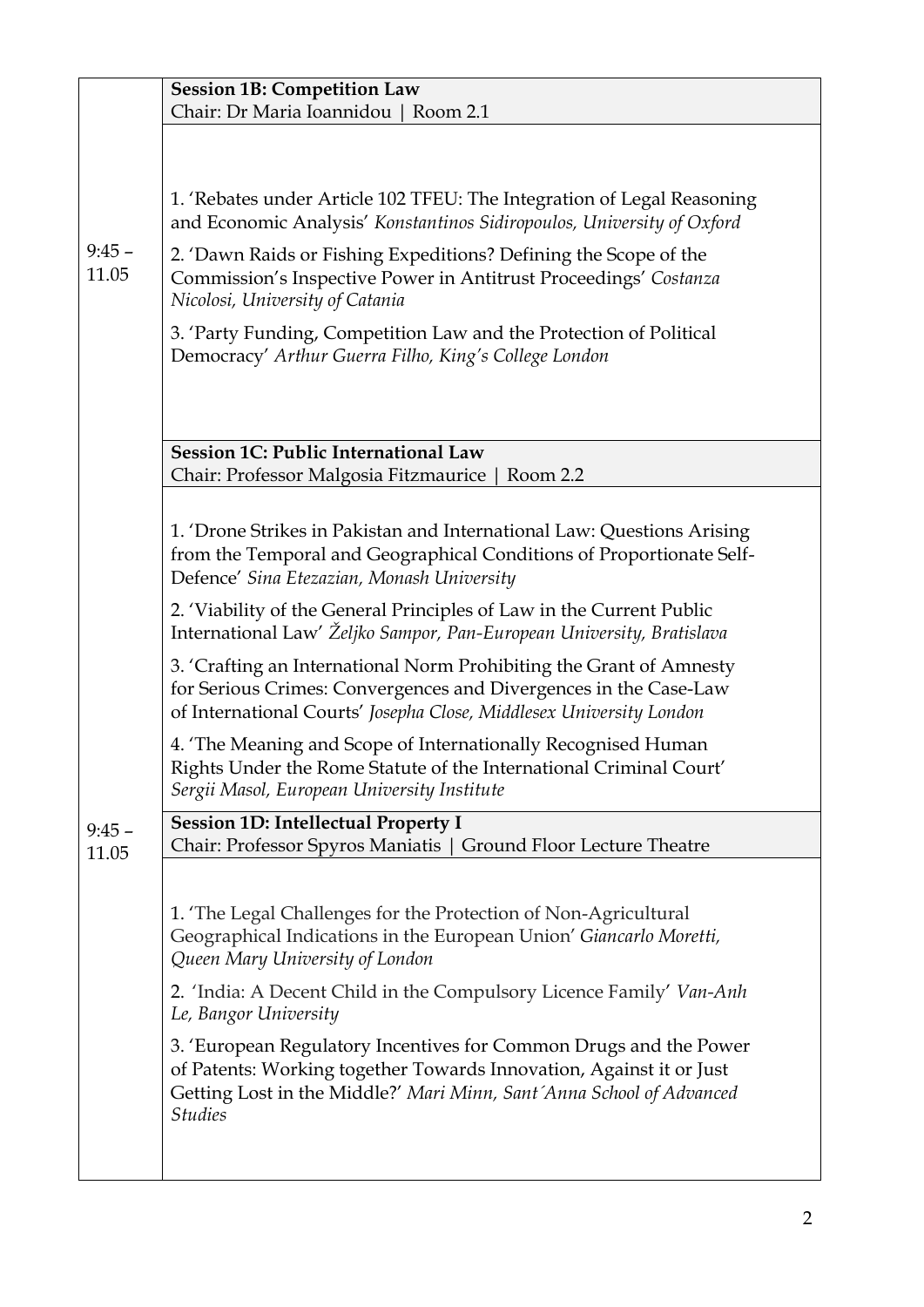| | |
|---|---|
| 9:45 – 11.05 | **Session 1B: Competition Law**<br>Chair: Dr Maria Ioannidou \| Room 2.1<br><br>1. 'Rebates under Article 102 TFEU: The Integration of Legal Reasoning and Economic Analysis' *Konstantinos Sidiropoulos, University of Oxford*<br><br>2. 'Dawn Raids or Fishing Expeditions? Defining the Scope of the Commission's Inspective Power in Antitrust Proceedings' *Costanza Nicolosi, University of Catania*<br><br>3. 'Party Funding, Competition Law and the Protection of Political Democracy' *Arthur Guerra Filho, King's College London* |
| | **Session 1C: Public International Law**<br>Chair: Professor Malgosia Fitzmaurice \| Room 2.2<br><br>1. 'Drone Strikes in Pakistan and International Law: Questions Arising from the Temporal and Geographical Conditions of Proportionate Self-Defence' *Sina Etezazian, Monash University*<br><br>2. 'Viability of the General Principles of Law in the Current Public International Law' *Željko Sampor, Pan-European University, Bratislava*<br><br>3. 'Crafting an International Norm Prohibiting the Grant of Amnesty for Serious Crimes: Convergences and Divergences in the Case-Law of International Courts' *Josepha Close, Middlesex University London*<br><br>4. 'The Meaning and Scope of Internationally Recognised Human Rights Under the Rome Statute of the International Criminal Court' *Sergii Masol, European University Institute* |
| 9:45 – 11.05 | **Session 1D: Intellectual Property I**<br>Chair: Professor Spyros Maniatis \| Ground Floor Lecture Theatre<br><br>1. 'The Legal Challenges for the Protection of Non-Agricultural Geographical Indications in the European Union' *Giancarlo Moretti, Queen Mary University of London*<br><br>2. 'India: A Decent Child in the Compulsory Licence Family' *Van-Anh Le, Bangor University*<br><br>3. 'European Regulatory Incentives for Common Drugs and the Power of Patents: Working together Towards Innovation, Against it or Just Getting Lost in the Middle?' *Mari Minn, Sant´Anna School of Advanced Studies* |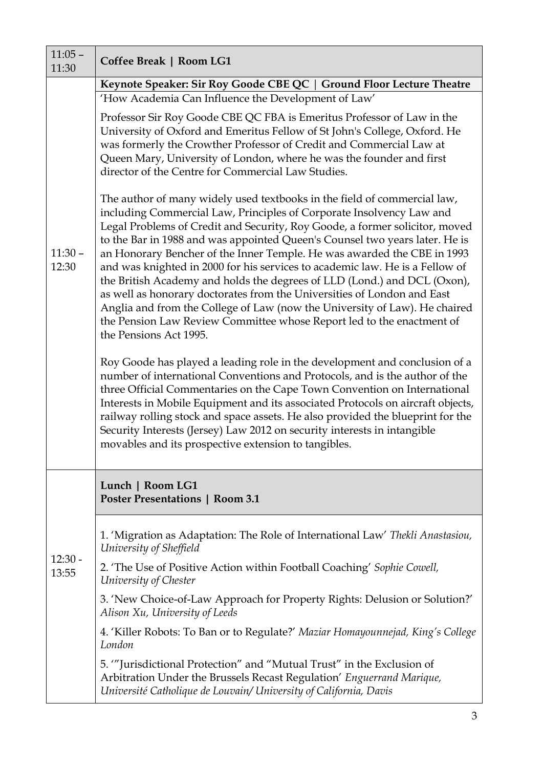| Time | Session |
|---|---|
| 11:05 – 11:30 | **Coffee Break \| Room LG1** |
| 11:30 – 12:30 | **Keynote Speaker: Sir Roy Goode CBE QC \| Ground Floor Lecture Theatre**<br><br>'How Academia Can Influence the Development of Law'<br><br>Professor Sir Roy Goode CBE QC FBA is Emeritus Professor of Law in the University of Oxford and Emeritus Fellow of St John's College, Oxford. He was formerly the Crowther Professor of Credit and Commercial Law at Queen Mary, University of London, where he was the founder and first director of the Centre for Commercial Law Studies.<br><br>The author of many widely used textbooks in the field of commercial law, including Commercial Law, Principles of Corporate Insolvency Law and Legal Problems of Credit and Security, Roy Goode, a former solicitor, moved to the Bar in 1988 and was appointed Queen's Counsel two years later. He is an Honorary Bencher of the Inner Temple. He was awarded the CBE in 1993 and was knighted in 2000 for his services to academic law. He is a Fellow of the British Academy and holds the degrees of LLD (Lond.) and DCL (Oxon), as well as honorary doctorates from the Universities of London and East Anglia and from the College of Law (now the University of Law). He chaired the Pension Law Review Committee whose Report led to the enactment of the Pensions Act 1995.<br><br>Roy Goode has played a leading role in the development and conclusion of a number of international Conventions and Protocols, and is the author of the three Official Commentaries on the Cape Town Convention on International Interests in Mobile Equipment and its associated Protocols on aircraft objects, railway rolling stock and space assets. He also provided the blueprint for the Security Interests (Jersey) Law 2012 on security interests in intangible movables and its prospective extension to tangibles. |
| 12:30 - 13:55 | **Lunch \| Room LG1**<br>**Poster Presentations \| Room 3.1**<br><br>1. 'Migration as Adaptation: The Role of International Law' *Thekli Anastasiou, University of Sheffield*<br><br>2. 'The Use of Positive Action within Football Coaching' *Sophie Cowell, University of Chester*<br><br>3. 'New Choice-of-Law Approach for Property Rights: Delusion or Solution?' *Alison Xu, University of Leeds*<br><br>4. 'Killer Robots: To Ban or to Regulate?' *Maziar Homayounnejad, King's College London*<br><br>5. '"Jurisdictional Protection" and "Mutual Trust" in the Exclusion of Arbitration Under the Brussels Recast Regulation' *Enguerrand Marique, Université Catholique de Louvain/ University of California, Davis* |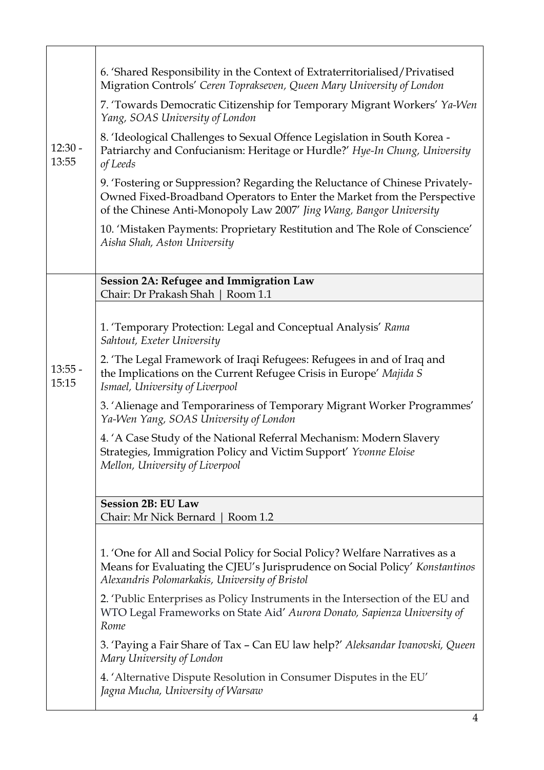| | |
|---|---|
| 12:30 - 13:55 | 6. 'Shared Responsibility in the Context of Extraterritorialised/Privatised Migration Controls' *Ceren Toprakseven, Queen Mary University of London*<br><br>7. 'Towards Democratic Citizenship for Temporary Migrant Workers' *Ya-Wen Yang, SOAS University of London*<br><br>8. 'Ideological Challenges to Sexual Offence Legislation in South Korea - Patriarchy and Confucianism: Heritage or Hurdle?' *Hye-In Chung, University of Leeds*<br><br>9. 'Fostering or Suppression? Regarding the Reluctance of Chinese Privately-Owned Fixed-Broadband Operators to Enter the Market from the Perspective of the Chinese Anti-Monopoly Law 2007' *Jing Wang, Bangor University*<br><br>10. 'Mistaken Payments: Proprietary Restitution and The Role of Conscience' *Aisha Shah, Aston University* |
| 13:55 - 15:15 | **Session 2A: Refugee and Immigration Law**<br>Chair: Dr Prakash Shah \| Room 1.1<br><br>1. 'Temporary Protection: Legal and Conceptual Analysis' *Rama Sahtout, Exeter University*<br><br>2. 'The Legal Framework of Iraqi Refugees: Refugees in and of Iraq and the Implications on the Current Refugee Crisis in Europe' *Majida S Ismael, University of Liverpool*<br><br>3. 'Alienage and Temporariness of Temporary Migrant Worker Programmes' *Ya-Wen Yang, SOAS University of London*<br><br>4. 'A Case Study of the National Referral Mechanism: Modern Slavery Strategies, Immigration Policy and Victim Support' *Yvonne Eloise Mellon, University of Liverpool*<br><br>**Session 2B: EU Law**<br>Chair: Mr Nick Bernard \| Room 1.2<br><br>1. 'One for All and Social Policy for Social Policy? Welfare Narratives as a Means for Evaluating the CJEU's Jurisprudence on Social Policy' *Konstantinos Alexandris Polomarkakis, University of Bristol*<br><br>2. 'Public Enterprises as Policy Instruments in the Intersection of the EU and WTO Legal Frameworks on State Aid' *Aurora Donato, Sapienza University of Rome*<br><br>3. 'Paying a Fair Share of Tax – Can EU law help?' *Aleksandar Ivanovski, Queen Mary University of London*<br><br>4. 'Alternative Dispute Resolution in Consumer Disputes in the EU' *Jagna Mucha, University of Warsaw* |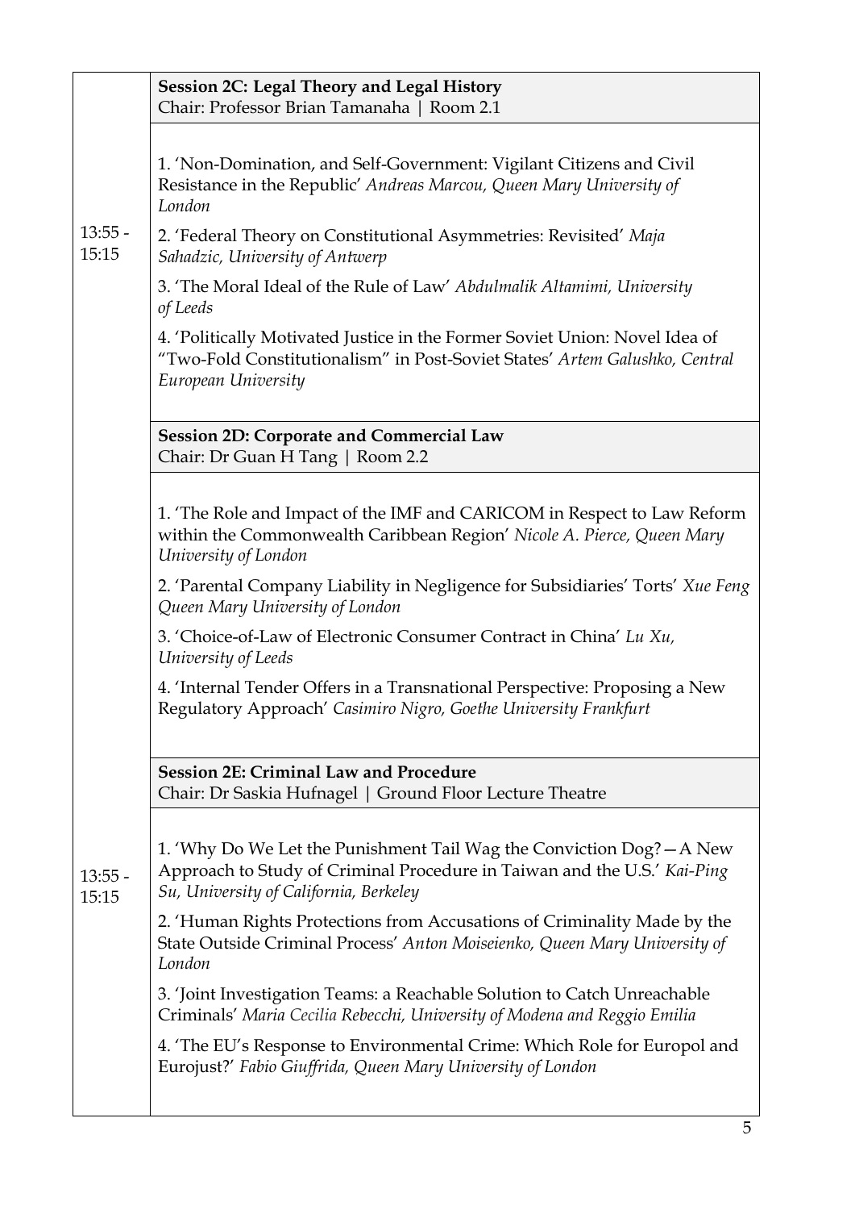| | |
|---|---|
| 13:55 - 15:15 | **Session 2C: Legal Theory and Legal History**<br>Chair: Professor Brian Tamanaha \| Room 2.1<br><br>1. 'Non-Domination, and Self-Government: Vigilant Citizens and Civil Resistance in the Republic' *Andreas Marcou, Queen Mary University of London*<br><br>2. 'Federal Theory on Constitutional Asymmetries: Revisited' *Maja Sahadzic, University of Antwerp*<br><br>3. 'The Moral Ideal of the Rule of Law' *Abdulmalik Altamimi, University of Leeds*<br><br>4. 'Politically Motivated Justice in the Former Soviet Union: Novel Idea of "Two-Fold Constitutionalism" in Post-Soviet States' *Artem Galushko, Central European University* |
| | **Session 2D: Corporate and Commercial Law**<br>Chair: Dr Guan H Tang \| Room 2.2<br><br>1. 'The Role and Impact of the IMF and CARICOM in Respect to Law Reform within the Commonwealth Caribbean Region' *Nicole A. Pierce, Queen Mary University of London*<br><br>2. 'Parental Company Liability in Negligence for Subsidiaries' Torts' *Xue Feng Queen Mary University of London*<br><br>3. 'Choice-of-Law of Electronic Consumer Contract in China' *Lu Xu, University of Leeds*<br><br>4. 'Internal Tender Offers in a Transnational Perspective: Proposing a New Regulatory Approach' *Casimiro Nigro, Goethe University Frankfurt* |
| 13:55 - 15:15 | **Session 2E: Criminal Law and Procedure**<br>Chair: Dr Saskia Hufnagel \| Ground Floor Lecture Theatre<br><br>1. 'Why Do We Let the Punishment Tail Wag the Conviction Dog?—A New Approach to Study of Criminal Procedure in Taiwan and the U.S.' *Kai-Ping Su, University of California, Berkeley*<br><br>2. 'Human Rights Protections from Accusations of Criminality Made by the State Outside Criminal Process' *Anton Moiseienko, Queen Mary University of London*<br><br>3. 'Joint Investigation Teams: a Reachable Solution to Catch Unreachable Criminals' *Maria Cecilia Rebecchi, University of Modena and Reggio Emilia*<br><br>4. 'The EU's Response to Environmental Crime: Which Role for Europol and Eurojust?' *Fabio Giuffrida, Queen Mary University of London* |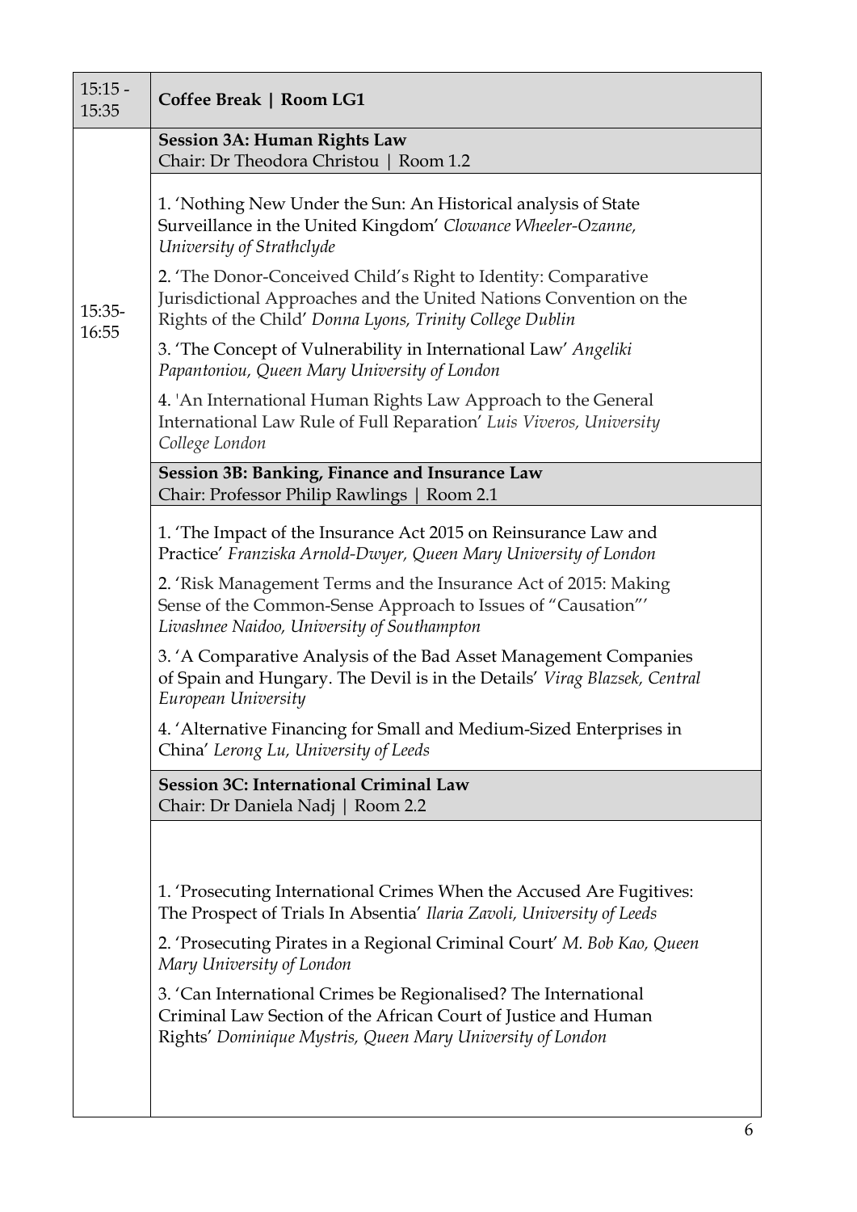| | |
|---|---|
| 15:15 - 15:35 | **Coffee Break \| Room LG1** |
| 15:35-16:55 | **Session 3A: Human Rights Law**<br>Chair: Dr Theodora Christou \| Room 1.2<br><br>1. 'Nothing New Under the Sun: An Historical analysis of State Surveillance in the United Kingdom' *Clowance Wheeler-Ozanne, University of Strathclyde*<br><br>2. 'The Donor-Conceived Child's Right to Identity: Comparative Jurisdictional Approaches and the United Nations Convention on the Rights of the Child' *Donna Lyons, Trinity College Dublin*<br><br>3. 'The Concept of Vulnerability in International Law' *Angeliki Papantoniou, Queen Mary University of London*<br><br>4. 'An International Human Rights Law Approach to the General International Law Rule of Full Reparation' *Luis Viveros, University College London*<br><br>**Session 3B: Banking, Finance and Insurance Law**<br>Chair: Professor Philip Rawlings \| Room 2.1<br><br>1. 'The Impact of the Insurance Act 2015 on Reinsurance Law and Practice' *Franziska Arnold-Dwyer, Queen Mary University of London*<br><br>2. 'Risk Management Terms and the Insurance Act of 2015: Making Sense of the Common-Sense Approach to Issues of "Causation"' *Livashnee Naidoo, University of Southampton*<br><br>3. 'A Comparative Analysis of the Bad Asset Management Companies of Spain and Hungary. The Devil is in the Details' *Virag Blazsek, Central European University*<br><br>4. 'Alternative Financing for Small and Medium-Sized Enterprises in China' *Lerong Lu, University of Leeds*<br><br>**Session 3C: International Criminal Law**<br>Chair: Dr Daniela Nadj \| Room 2.2<br><br>1. 'Prosecuting International Crimes When the Accused Are Fugitives: The Prospect of Trials In Absentia' *Ilaria Zavoli, University of Leeds*<br><br>2. 'Prosecuting Pirates in a Regional Criminal Court' *M. Bob Kao, Queen Mary University of London*<br><br>3. 'Can International Crimes be Regionalised? The International Criminal Law Section of the African Court of Justice and Human Rights' *Dominique Mystris, Queen Mary University of London* |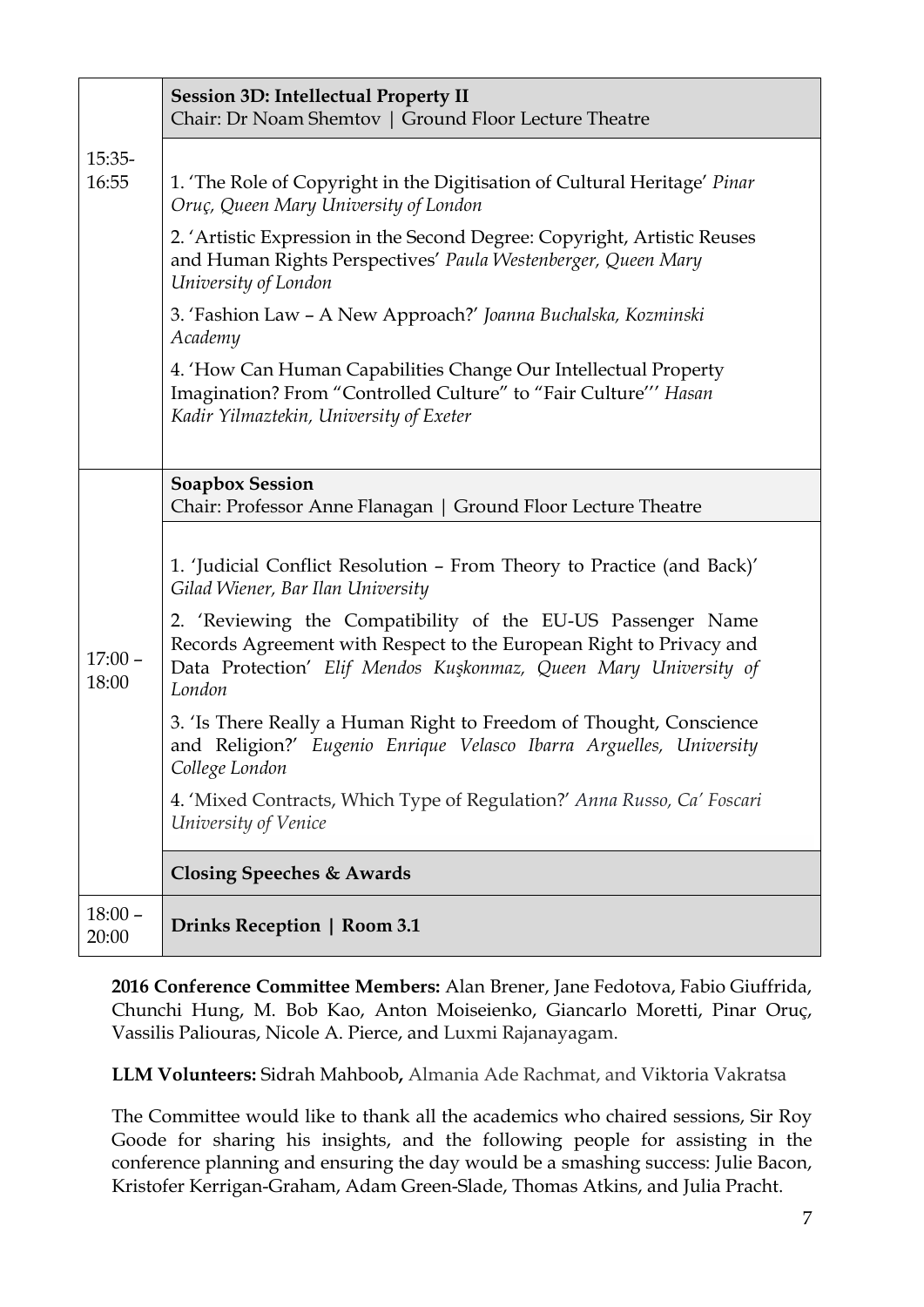| | |
|---|---|
| 15:35-16:55 | **Session 3D: Intellectual Property II**<br>Chair: Dr Noam Shemtov \| Ground Floor Lecture Theatre<br><br>1. 'The Role of Copyright in the Digitisation of Cultural Heritage' *Pinar Oruç, Queen Mary University of London*<br>2. 'Artistic Expression in the Second Degree: Copyright, Artistic Reuses and Human Rights Perspectives' *Paula Westenberger, Queen Mary University of London*<br>3. 'Fashion Law – A New Approach?' *Joanna Buchalska, Kozminski Academy*<br>4. 'How Can Human Capabilities Change Our Intellectual Property Imagination? From "Controlled Culture" to "Fair Culture"' *Hasan Kadir Yilmaztekin, University of Exeter* |
| 17:00 – 18:00 | **Soapbox Session**<br>Chair: Professor Anne Flanagan \| Ground Floor Lecture Theatre<br><br>1. 'Judicial Conflict Resolution – From Theory to Practice (and Back)' *Gilad Wiener, Bar Ilan University*<br>2. 'Reviewing the Compatibility of the EU-US Passenger Name Records Agreement with Respect to the European Right to Privacy and Data Protection' *Elif Mendos Kuşkonmaz, Queen Mary University of London*<br>3. 'Is There Really a Human Right to Freedom of Thought, Conscience and Religion?' *Eugenio Enrique Velasco Ibarra Arguelles, University College London*<br>4. 'Mixed Contracts, Which Type of Regulation?' *Anna Russo, Ca' Foscari University of Venice*<br><br>**Closing Speeches & Awards** |
| 18:00 – 20:00 | **Drinks Reception \| Room 3.1** |

**2016 Conference Committee Members:** Alan Brener, Jane Fedotova, Fabio Giuffrida, Chunchi Hung, M. Bob Kao, Anton Moiseienko, Giancarlo Moretti, Pinar Oruç, Vassilis Paliouras, Nicole A. Pierce, and Luxmi Rajanayagam.

**LLM Volunteers:** Sidrah Mahboob**,** Almania Ade Rachmat, and Viktoria Vakratsa

The Committee would like to thank all the academics who chaired sessions, Sir Roy Goode for sharing his insights, and the following people for assisting in the conference planning and ensuring the day would be a smashing success: Julie Bacon, Kristofer Kerrigan-Graham, Adam Green-Slade, Thomas Atkins, and Julia Pracht.